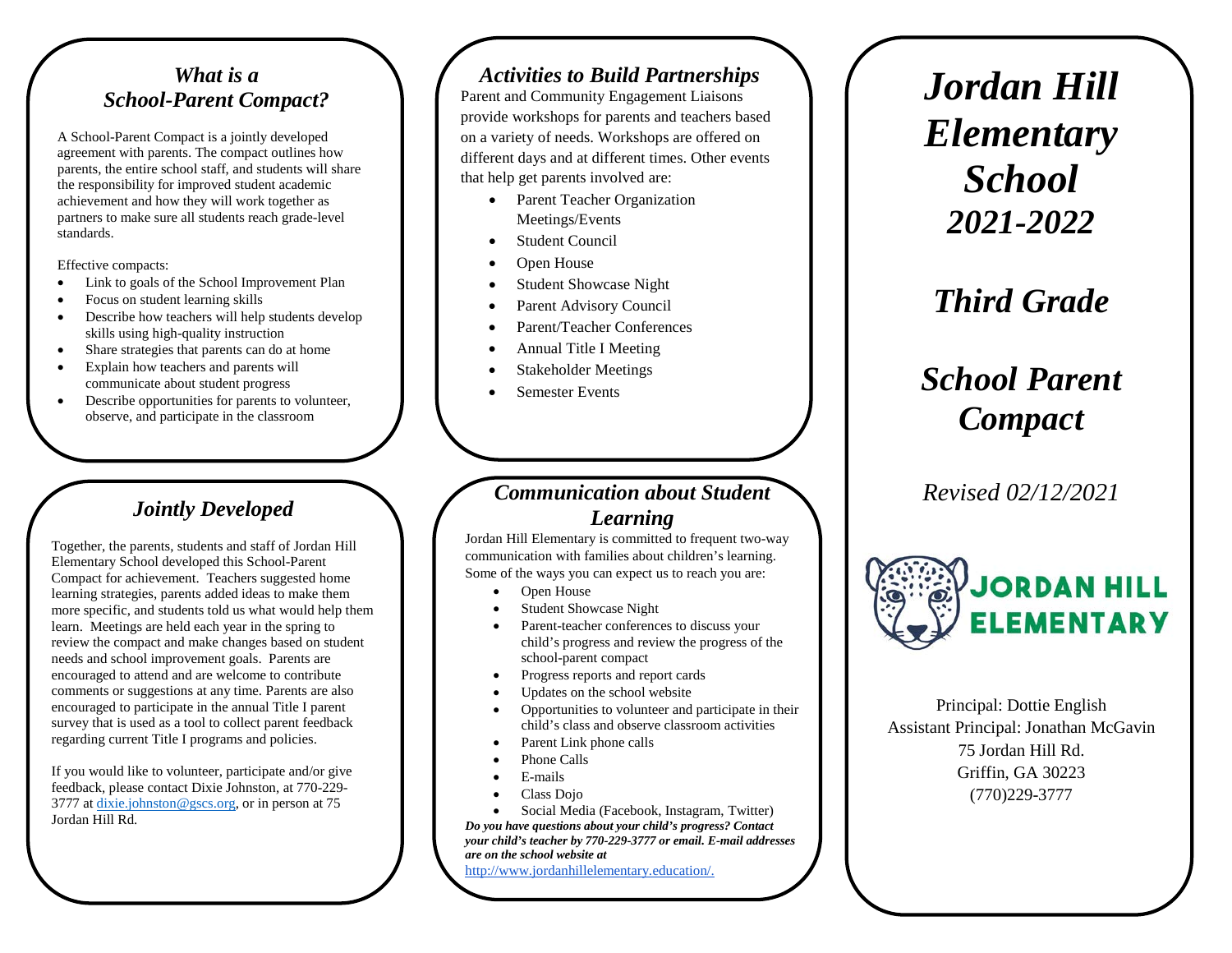## *What is a School-Parent Compact?*

A School-Parent Compact is a jointly developed agreement with parents. The compact outlines how parents, the entire school staff, and students will share the responsibility for improved student academic achievement and how they will work together as partners to make sure all students reach grade-level standards.

Effective compacts:

- Link to goals of the School Improvement Plan
- Focus on student learning skills
- Describe how teachers will help students develop skills using high-quality instruction
- Share strategies that parents can do at home
- Explain how teachers and parents will communicate about student progress
- Describe opportunities for parents to volunteer, observe, and participate in the classroom

## *Jointly Developed*

Together, the parents, students and staff of Jordan Hill Elementary School developed this School-Parent Compact for achievement. Teachers suggested home learning strategies, parents added ideas to make them more specific, and students told us what would help them learn. Meetings are held each year in the spring to review the compact and make changes based on student needs and school improvement goals. Parents are encouraged to attend and are welcome to contribute comments or suggestions at any time. Parents are also encouraged to participate in the annual Title I parent survey that is used as a tool to collect parent feedback regarding current Title I programs and policies.

If you would like to volunteer, participate and/or give feedback, please contact Dixie Johnston, at 770-229-3777 at dixie.johnston@gscs.org, or in person at 75 Jordan Hill Rd.

## *Activities to Build Partnerships*

Parent and Community Engagement Liaisons provide workshops for parents and teachers based on a variety of needs. Workshops are offered on different days and at different times. Other events that help get parents involved are:

- Parent Teacher Organization Meetings/Events
- Student Council
- Open House
- Student Showcase Night
- Parent Advisory Council
- Parent/Teacher Conferences
- Annual Title I Meeting
- Stakeholder Meetings
- Semester Events

## *Communication about Student Learning*

Jordan Hill Elementary is committed to frequent two-way communication with families about children's learning. Some of the ways you can expect us to reach you are:

- Open House
- Student Showcase Night
- Parent-teacher conferences to discuss your child's progress and review the progress of the school-parent compact
- Progress reports and report cards
- Updates on the school website
- Opportunities to volunteer and participate in their child's class and observe classroom activities
- Parent Link phone calls
- Phone Calls
- E-mails
- Class Dojo
- Social Media (Facebook, Instagram, Twitter)

***Do you have questions about your child's progress? Contact your child's teacher by 770-229-3777 or email. E-mail addresses are on the school website at***
http://www.jordanhillelementary.education/.

# *Jordan Hill Elementary School 2021-2022*

# *Third Grade*

# *School Parent Compact*

*Revised 02/12/2021*

JORDAN HILL ELEMENTARY

Principal: Dottie English
Assistant Principal: Jonathan McGavin
75 Jordan Hill Rd.
Griffin, GA 30223
(770)229-3777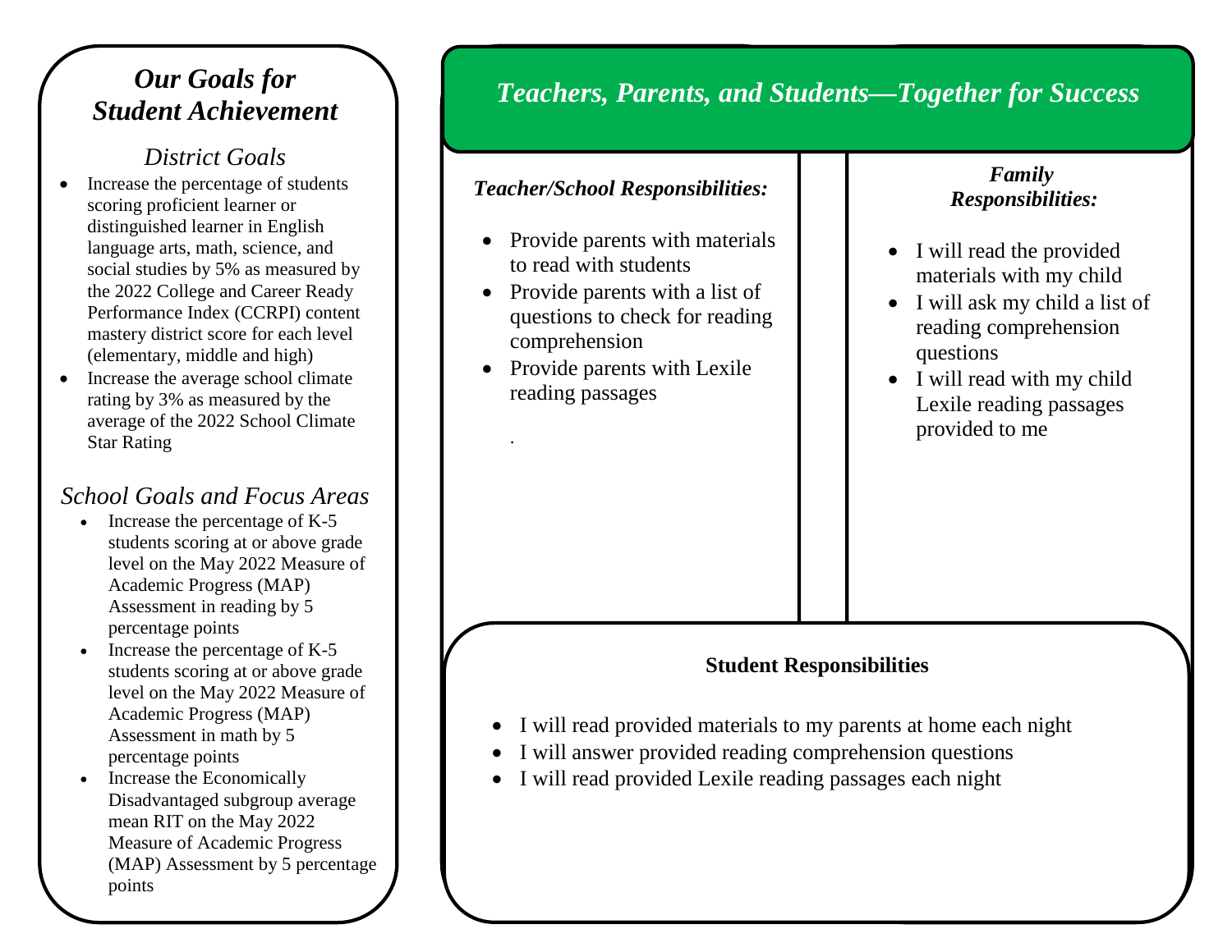# *Our Goals for Student Achievement*

## *District Goals*

- Increase the percentage of students scoring proficient learner or distinguished learner in English language arts, math, science, and social studies by 5% as measured by the 2022 College and Career Ready Performance Index (CCRPI) content mastery district score for each level (elementary, middle and high)
- Increase the average school climate rating by 3% as measured by the average of the 2022 School Climate Star Rating

## *School Goals and Focus Areas*

- Increase the percentage of K-5 students scoring at or above grade level on the May 2022 Measure of Academic Progress (MAP) Assessment in reading by 5 percentage points
- Increase the percentage of K-5 students scoring at or above grade level on the May 2022 Measure of Academic Progress (MAP) Assessment in math by 5 percentage points
- Increase the Economically Disadvantaged subgroup average mean RIT on the May 2022 Measure of Academic Progress (MAP) Assessment by 5 percentage points

# *Teachers, Parents, and Students—Together for Success*

### *Teacher/School Responsibilities:*

- Provide parents with materials to read with students
- Provide parents with a list of questions to check for reading comprehension
- Provide parents with Lexile reading passages

.

### *Family Responsibilities:*

- I will read the provided materials with my child
- I will ask my child a list of reading comprehension questions
- I will read with my child Lexile reading passages provided to me

### **Student Responsibilities**

- I will read provided materials to my parents at home each night
- I will answer provided reading comprehension questions
- I will read provided Lexile reading passages each night